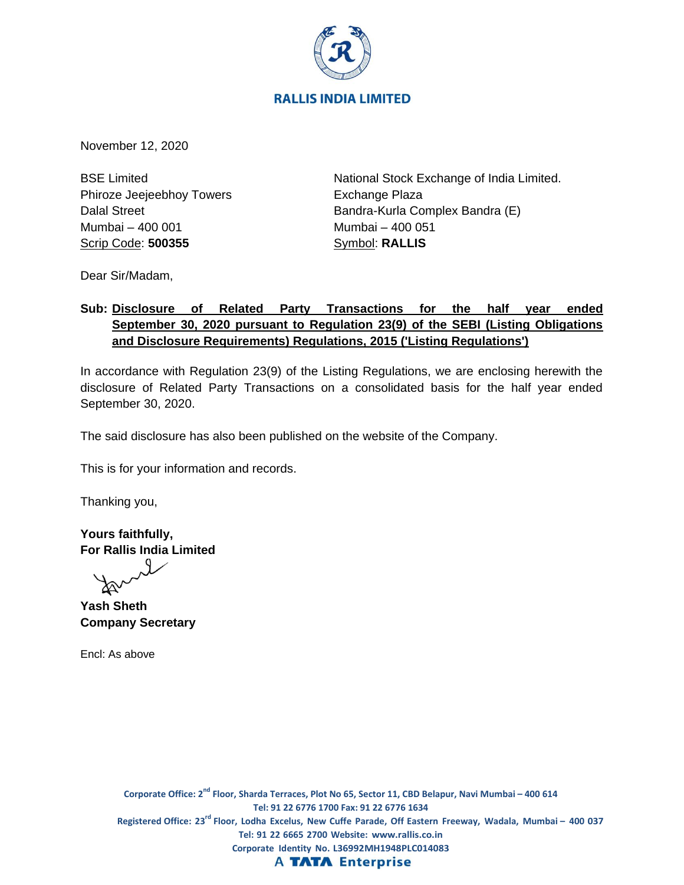**RALLIS INDIA LIMITED**

November 12, 2020

BSE Limited
Phiroze Jeejeebhoy Towers
Dalal Street
Mumbai – 400 001
Scrip Code: **500355**

National Stock Exchange of India Limited.
Exchange Plaza
Bandra-Kurla Complex Bandra (E)
Mumbai – 400 051
Symbol: **RALLIS**

Dear Sir/Madam,

**Sub: Disclosure of Related Party Transactions for the half year ended September 30, 2020 pursuant to Regulation 23(9) of the SEBI (Listing Obligations and Disclosure Requirements) Regulations, 2015 ('Listing Regulations')**

In accordance with Regulation 23(9) of the Listing Regulations, we are enclosing herewith the disclosure of Related Party Transactions on a consolidated basis for the half year ended September 30, 2020.

The said disclosure has also been published on the website of the Company.

This is for your information and records.

Thanking you,

**Yours faithfully,**
**For Rallis India Limited**

**Yash Sheth**
**Company Secretary**

Encl: As above

Corporate Office: 2nd Floor, Sharda Terraces, Plot No 65, Sector 11, CBD Belapur, Navi Mumbai – 400 614
Tel: 91 22 6776 1700 Fax: 91 22 6776 1634
Registered Office: 23rd Floor, Lodha Excelus, New Cuffe Parade, Off Eastern Freeway, Wadala, Mumbai – 400 037
Tel: 91 22 6665 2700 Website: www.rallis.co.in
Corporate Identity No. L36992MH1948PLC014083
A TATA Enterprise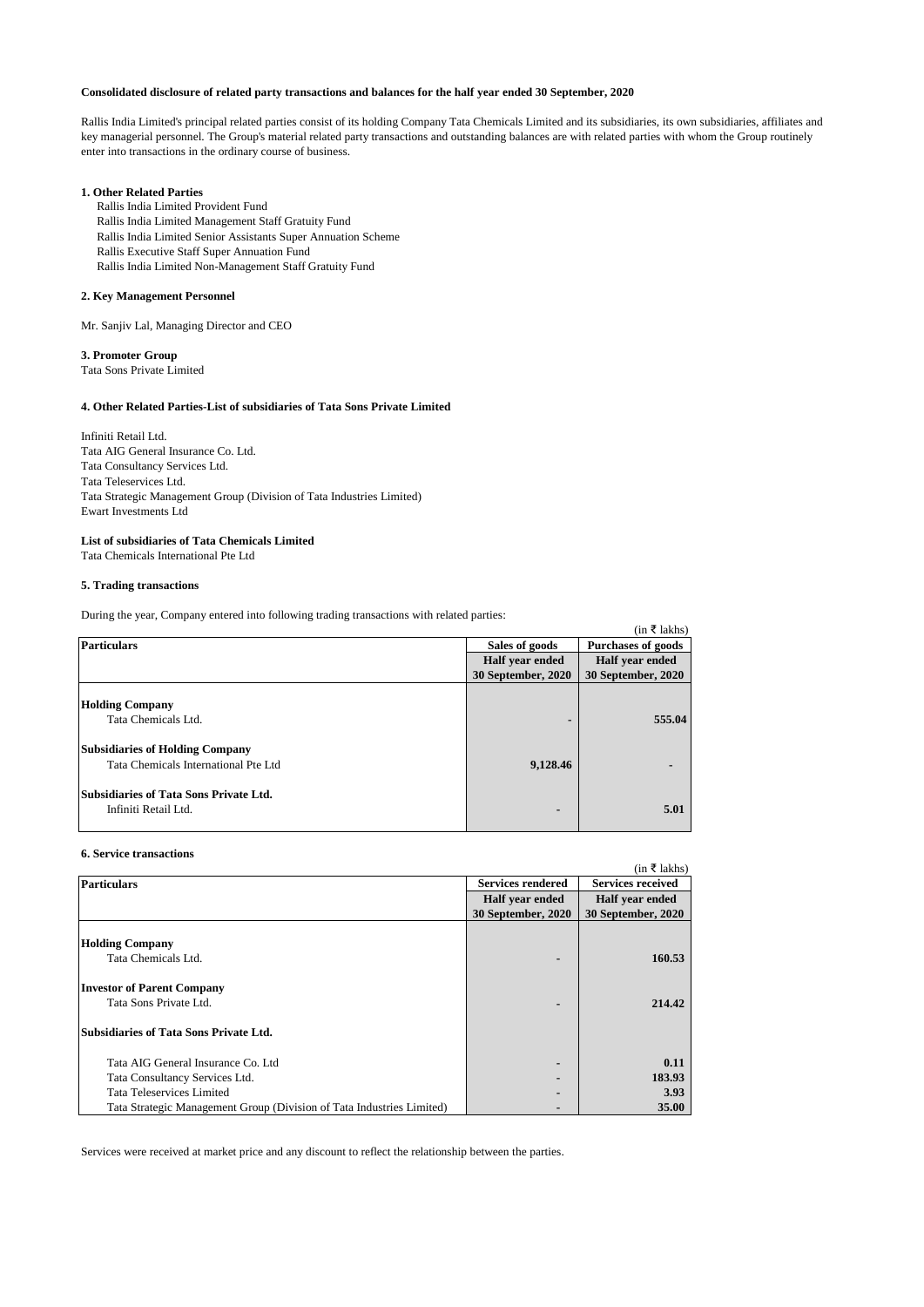**Consolidated disclosure of related party transactions and balances for the half year ended 30 September, 2020**

Rallis India Limited's principal related parties consist of its holding Company Tata Chemicals Limited and its subsidiaries, its own subsidiaries, affiliates and key managerial personnel. The Group's material related party transactions and outstanding balances are with related parties with whom the Group routinely enter into transactions in the ordinary course of business.

**1. Other Related Parties**

Rallis India Limited Provident Fund
Rallis India Limited Management Staff Gratuity Fund
Rallis India Limited Senior Assistants Super Annuation Scheme
Rallis Executive Staff Super Annuation Fund
Rallis India Limited Non-Management Staff Gratuity Fund

**2. Key Management Personnel**

Mr. Sanjiv Lal, Managing Director and CEO

**3. Promoter Group**

Tata Sons Private Limited

**4. Other Related Parties-List of subsidiaries of Tata Sons Private Limited**

Infiniti Retail Ltd.
Tata AIG General Insurance Co. Ltd.
Tata Consultancy Services Ltd.
Tata Teleservices Ltd.
Tata Strategic Management Group (Division of Tata Industries Limited)
Ewart Investments Ltd

**List of subsidiaries of Tata Chemicals Limited**

Tata Chemicals International Pte Ltd

**5. Trading transactions**

During the year, Company entered into following trading transactions with related parties:

(in ₹ lakhs)

| Particulars | Sales of goods | Purchases of goods |
|---|---|---|
| | Half year ended 30 September, 2020 | Half year ended 30 September, 2020 |
| **Holding Company** | | |
| Tata Chemicals Ltd. | - | 555.04 |
| **Subsidiaries of Holding Company** | | |
| Tata Chemicals International Pte Ltd | 9,128.46 | - |
| **Subsidiaries of Tata Sons Private Ltd.** | | |
| Infiniti Retail Ltd. | - | 5.01 |

**6. Service transactions**

(in ₹ lakhs)

| Particulars | Services rendered | Services received |
|---|---|---|
| | Half year ended 30 September, 2020 | Half year ended 30 September, 2020 |
| **Holding Company** | | |
| Tata Chemicals Ltd. | - | 160.53 |
| **Investor of Parent Company** | | |
| Tata Sons Private Ltd. | - | 214.42 |
| **Subsidiaries of Tata Sons Private Ltd.** | | |
| Tata AIG General Insurance Co. Ltd | - | 0.11 |
| Tata Consultancy Services Ltd. | - | 183.93 |
| Tata Teleservices Limited | - | 3.93 |
| Tata Strategic Management Group (Division of Tata Industries Limited) | - | 35.00 |

Services were received at market price and any discount to reflect the relationship between the parties.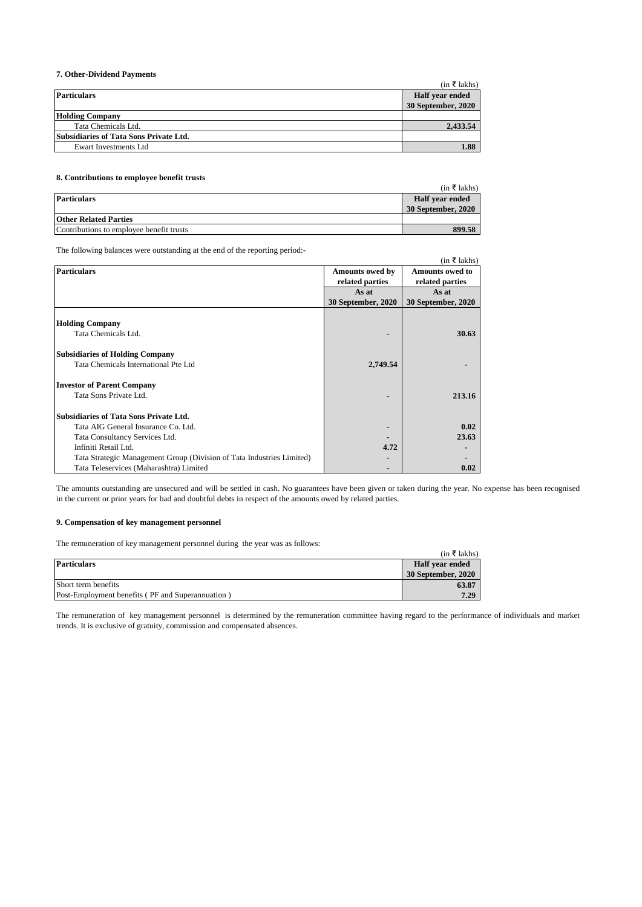### 7. Other-Dividend Payments

(in ₹ lakhs)

| Particulars | Half year ended 30 September, 2020 |
|---|---|
| **Holding Company** | |
| Tata Chemicals Ltd. | 2,433.54 |
| **Subsidiaries of Tata Sons Private Ltd.** | |
| Ewart Investments Ltd | 1.88 |

### 8. Contributions to employee benefit trusts

(in ₹ lakhs)

| Particulars | Half year ended 30 September, 2020 |
|---|---|
| **Other Related Parties** | |
| Contributions to employee benefit trusts | 899.58 |

The following balances were outstanding at the end of the reporting period:-

(in ₹ lakhs)

| Particulars | Amounts owed by related parties | Amounts owed to related parties |
|---|---|---|
| | As at 30 September, 2020 | As at 30 September, 2020 |
| **Holding Company** | | |
| Tata Chemicals Ltd. | - | 30.63 |
| **Subsidiaries of Holding Company** | | |
| Tata Chemicals International Pte Ltd | 2,749.54 | - |
| **Investor of Parent Company** | | |
| Tata Sons Private Ltd. | - | 213.16 |
| **Subsidiaries of Tata Sons Private Ltd.** | | |
| Tata AIG General Insurance Co. Ltd. | - | 0.02 |
| Tata Consultancy Services Ltd. | - | 23.63 |
| Infiniti Retail Ltd. | 4.72 | - |
| Tata Strategic Management Group (Division of Tata Industries Limited) | - | - |
| Tata Teleservices (Maharashtra) Limited | - | 0.02 |

The amounts outstanding are unsecured and will be settled in cash. No guarantees have been given or taken during the year. No expense has been recognised in the current or prior years for bad and doubtful debts in respect of the amounts owed by related parties.

### 9. Compensation of key management personnel

The remuneration of key management personnel during the year was as follows:

(in ₹ lakhs)

| Particulars | Half year ended 30 September, 2020 |
|---|---|
| Short term benefits | 63.87 |
| Post-Employment benefits ( PF and Superannuation ) | 7.29 |

The remuneration of key management personnel is determined by the remuneration committee having regard to the performance of individuals and market trends. It is exclusive of gratuity, commission and compensated absences.